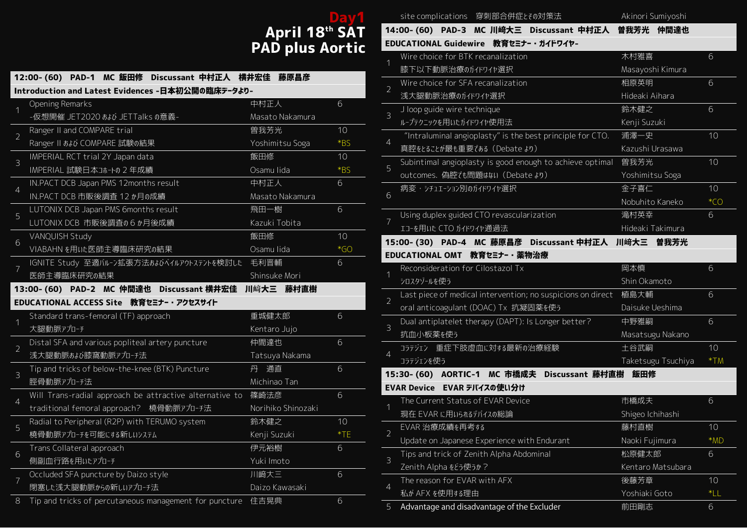# Day1
## April 18th SAT
## PAD plus Aortic

### 12:00- (60) PAD-1 MC 飯田修 Discussant 中村正人 横井宏佳 藤原昌彦

**Introduction and Latest Evidences -日本初公開の臨床データより-**

| | Title | Speaker | Min |
|---|---|---|---|
| 1 | Opening Remarks<br>-仮想開催 JET2020 および JETTalks の意義- | 中村正人<br>Masato Nakamura | 6 |
| 2 | Ranger II and COMPARE trial<br>Ranger II および COMPARE 試験の結果 | 曽我芳光<br>Yoshimitsu Soga | 10<br>*BS |
| 3 | IMPERIAL RCT trial 2Y Japan data<br>IMPERIAL 試験日本コホートの 2 年成績 | 飯田修<br>Osamu Iida | 10<br>*BS |
| 4 | IN.PACT DCB Japan PMS 12months result<br>IN.PACT DCB 市販後調査 12 か月の成績 | 中村正人<br>Masato Nakamura | 6 |
| 5 | LUTONIX DCB Japan PMS 6months result<br>LUTONIX DCB 市販後調査の 6 か月後成績 | 飛田一樹<br>Kazuki Tobita | 6 |
| 6 | VANQUISH Study<br>VIABAHN を用いた医師主導臨床研究の結果 | 飯田修<br>Osamu Iida | 10<br>*GO |
| 7 | IGNITE Study 至適バルーン拡張方法およびベイルアウトステントを検討した医師主導臨床研究の結果 | 毛利晋輔<br>Shinsuke Mori | 6 |

### 13:00- (60) PAD-2 MC 仲間達也 Discussant 横井宏佳 川崎大三 藤村直樹

**EDUCATIONAL ACCESS Site 教育セミナー・アクセスサイト**

| | Title | Speaker | Min |
|---|---|---|---|
| 1 | Standard trans-femoral (TF) approach<br>大腿動脈アプローチ | 重城健太郎<br>Kentaro Jujo | 6 |
| 2 | Distal SFA and various popliteal artery puncture<br>浅大腿動脈および膝窩動脈アプローチ法 | 仲間達也<br>Tatsuya Nakama | 6 |
| 3 | Tip and tricks of below-the-knee (BTK) Puncture<br>脛骨動脈アプローチ法 | 丹 通直<br>Michinao Tan | 6 |
| 4 | Will Trans-radial approach be attractive alternative to traditional femoral approach? 橈骨動脈アプローチ法 | 篠崎法彦<br>Norihiko Shinozaki | 6 |
| 5 | Radial to Peripheral (R2P) with TERUMO system<br>橈骨動脈アプローチを可能にする新しいシステム | 鈴木健之<br>Kenji Suzuki | 10<br>*TE |
| 6 | Trans Collateral approach<br>側副血行路を用いたアプローチ | 伊元裕樹<br>Yuki Imoto | 6 |
| 7 | Occluded SFA puncture by Daizo style<br>閉塞した浅大腿動脈からの新しいアプローチ法 | 川崎大三<br>Daizo Kawasaki | 6 |
| 8 | Tip and tricks of percutaneous management for puncture site complications 穿刺部合併症とその対策法 | 住吉晃典<br>Akinori Sumiyoshi | 6 |

### 14:00- (60) PAD-3 MC 川崎大三 Discussant 中村正人 曽我芳光 仲間達也

**EDUCATIONAL Guidewire 教育セミナー・ガイドワイヤー**

| | Title | Speaker | Min |
|---|---|---|---|
| 1 | Wire choice for BTK recanalization<br>膝下以下動脈治療のガイドワイヤ選択 | 木村雅喜<br>Masayoshi Kimura | 6 |
| 2 | Wire choice for SFA recanalization<br>浅大腿動脈治療のガイドワイヤ選択 | 相原英明<br>Hideaki Aihara | 6 |
| 3 | J loop guide wire technique<br>ループテクニックを用いたガイドワイヤ使用法 | 鈴木健之<br>Kenji Suzuki | 6 |
| 4 | "Intraluminal angioplasty" is the best principle for CTO.<br>真腔をとることが最も重要である(Debate より) | 浦澤一史<br>Kazushi Urasawa | 10 |
| 5 | Subintimal angioplasty is good enough to achieve optimal outcomes. 偽腔でも問題はない(Debate より) | 曽我芳光<br>Yoshimitsu Soga | 10 |
| 6 | 病変・シチュエーション別のガイドワイヤ選択 | 金子喜仁<br>Nobuhito Kaneko | 10<br>*CO |
| 7 | Using duplex guided CTO revascularization<br>エコーを用いた CTO ガイドワイヤ通過法 | 滝村英幸<br>Hideaki Takimura | 6 |

### 15:00- (30) PAD-4 MC 藤原昌彦 Discussant 中村正人 川崎大三 曽我芳光

**EDUCATIONAL OMT 教育セミナー・薬物治療**

| | Title | Speaker | Min |
|---|---|---|---|
| 1 | Reconsideration for Cilostazol Tx<br>シロスタゾールを使う | 岡本慎<br>Shin Okamoto | 6 |
| 2 | Last piece of medical intervention; no suspicions on direct oral anticoagulant (DOAC) Tx 抗凝固薬を使う | 植島大輔<br>Daisuke Ueshima | 6 |
| 3 | Dual antiplatelet therapy (DAPT): Is Longer better?<br>抗血小板薬を使う | 中野雅嗣<br>Masatsugu Nakano | 6 |
| 4 | コラテジェン 重症下肢虚血に対する最新の治療経験<br>コラテジェンを使う | 土谷武嗣<br>Taketsugu Tsuchiya | 10<br>*TM |

### 15:30- (60) AORTIC-1 MC 市橋成夫 Discussant 藤村直樹 飯田修

**EVAR Device EVAR デバイスの使い分け**

| | Title | Speaker | Min |
|---|---|---|---|
| 1 | The Current Status of EVAR Device<br>現在 EVAR に用いられるデバイスの総論 | 市橋成夫<br>Shigeo Ichihashi | 6 |
| 2 | EVAR 治療成績を再考する<br>Update on Japanese Experience with Endurant | 藤村直樹<br>Naoki Fujimura | 10<br>*MD |
| 3 | Tips and trick of Zenith Alpha Abdominal<br>Zenith Alpha をどう使うか? | 松原健太郎<br>Kentaro Matsubara | 6 |
| 4 | The reason for EVAR with AFX<br>私が AFX を使用する理由 | 後藤芳章<br>Yoshiaki Goto | 10<br>*LL |
| 5 | Advantage and disadvantage of the Excluder | 前田剛志 | 6 |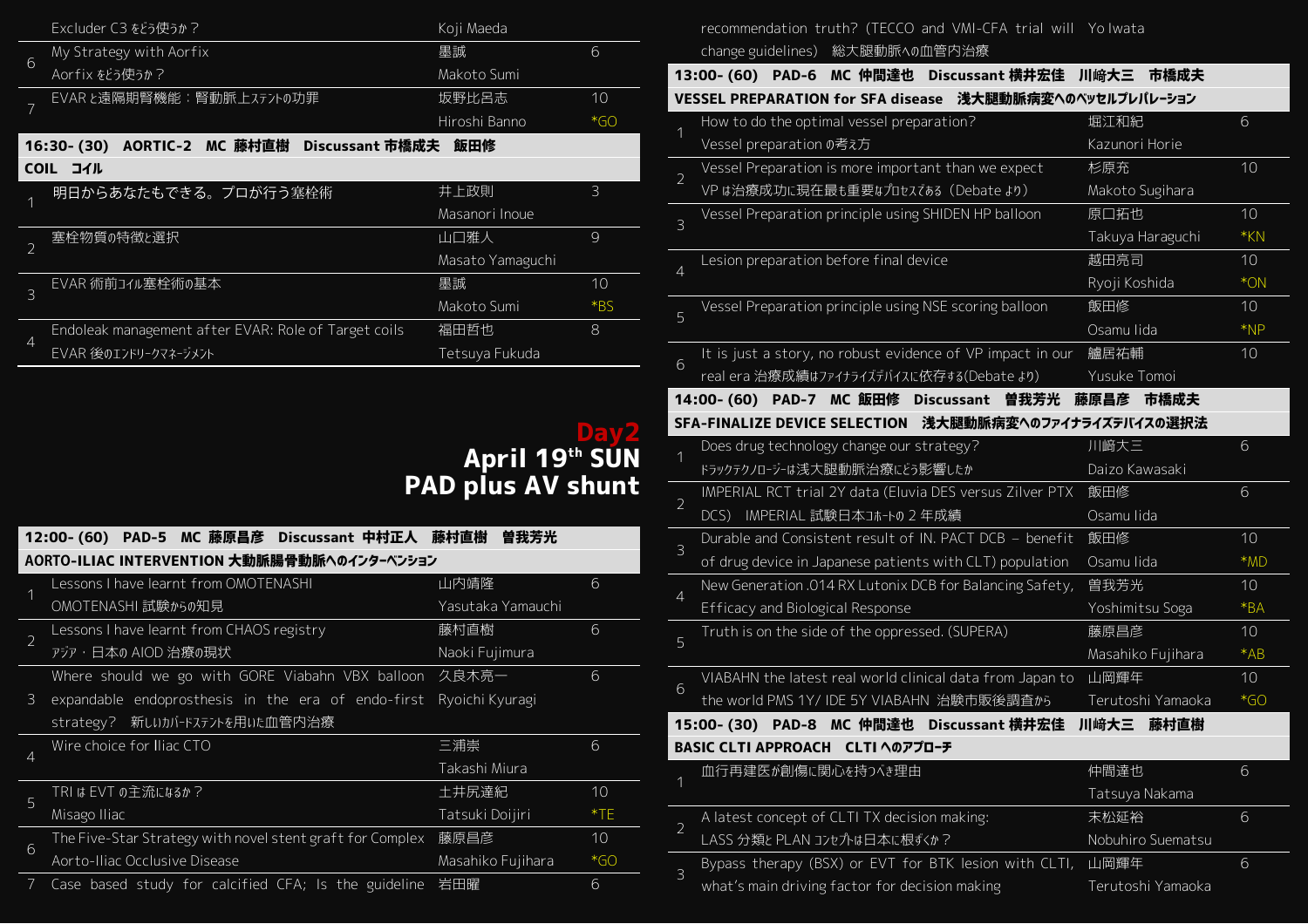| | | | |
|---|---|---|---|
| | Excluder C3 をどう使うか？ | Koji Maeda | |
| 6 | My Strategy with Aorfix | 墨誠 | 6 |
| | Aorfix をどう使うか？ | Makoto Sumi | |
| 7 | EVAR と遠隔期腎機能：腎動脈上ステントの功罪 | 坂野比呂志 | 10 |
| | | Hiroshi Banno | *GO |

## 16:30- (30) AORTIC-2 MC 藤村直樹 Discussant 市橋成夫 飯田修

### COIL コイル

| | | | |
|---|---|---|---|
| 1 | 明日からあなたもできる。プロが行う塞栓術 | 井上政則 | 3 |
| | | Masanori Inoue | |
| 2 | 塞栓物質の特徴と選択 | 山口雅人 | 9 |
| | | Masato Yamaguchi | |
| 3 | EVAR 術前コイル塞栓術の基本 | 墨誠 | 10 |
| | | Makoto Sumi | *BS |
| 4 | Endoleak management after EVAR: Role of Target coils | 福田哲也 | 8 |
| | EVAR 後のエンドリークマネージメント | Tetsuya Fukuda | |

# Day2
# April 19th SUN
# PAD plus AV shunt

## 12:00- (60) PAD-5 MC 藤原昌彦 Discussant 中村正人 藤村直樹 曽我芳光

### AORTO-ILIAC INTERVENTION 大動脈腸骨動脈へのインターベンション

| | | | |
|---|---|---|---|
| 1 | Lessons I have learnt from OMOTENASHI | 山内靖隆 | 6 |
| | OMOTENASHI 試験からの知見 | Yasutaka Yamauchi | |
| 2 | Lessons I have learnt from CHAOS registry | 藤村直樹 | 6 |
| | アジア・日本の AIOD 治療の現状 | Naoki Fujimura | |
| 3 | Where should we go with GORE Viabahn VBX balloon expandable endoprosthesis in the era of endo-first strategy? 新しいカバードステントを用いた血管内治療 | 久良木亮一 Ryoichi Kyuragi | 6 |
| 4 | Wire choice for Iliac CTO | 三浦崇 | 6 |
| | | Takashi Miura | |
| 5 | TRI は EVT の主流になるか？ | 土井尻達紀 | 10 |
| | Misago Iliac | Tatsuki Doijiri | *TE |
| 6 | The Five-Star Strategy with novel stent graft for Complex | 藤原昌彦 | 10 |
| | Aorto-Iliac Occlusive Disease | Masahiko Fujihara | *GO |
| 7 | Case based study for calcified CFA; Is the guideline recommendation truth? (TECCO and VMI-CFA trial will change guidelines) 総大腿動脈への血管内治療 | 岩田曜 Yo Iwata | 6 |

## 13:00- (60) PAD-6 MC 仲間達也 Discussant 横井宏佳 川崎大三 市橋成夫

### VESSEL PREPARATION for SFA disease 浅大腿動脈病変へのベッセルプレパレーション

| | | | |
|---|---|---|---|
| 1 | How to do the optimal vessel preparation? | 堀江和紀 | 6 |
| | Vessel preparation の考え方 | Kazunori Horie | |
| 2 | Vessel Preparation is more important than we expect | 杉原充 | 10 |
| | VP は治療成功に現在最も重要なプロセスである（Debate より） | Makoto Sugihara | |
| 3 | Vessel Preparation principle using SHIDEN HP balloon | 原口拓也 | 10 |
| | | Takuya Haraguchi | *KN |
| 4 | Lesion preparation before final device | 越田亮司 | 10 |
| | | Ryoji Koshida | *ON |
| 5 | Vessel Preparation principle using NSE scoring balloon | 飯田修 | 10 |
| | | Osamu Iida | *NP |
| 6 | It is just a story, no robust evidence of VP impact in our | 鱸居祐輔 | 10 |
| | real era 治療成績はファイナライズデバイスに依存する(Debate より) | Yusuke Tomoi | |

## 14:00- (60) PAD-7 MC 飯田修 Discussant 曽我芳光 藤原昌彦 市橋成夫

### SFA-FINALIZE DEVICE SELECTION 浅大腿動脈病変へのファイナライズデバイスの選択法

| | | | |
|---|---|---|---|
| 1 | Does drug technology change our strategy? | 川崎大三 | 6 |
| | ドラッグテクノロジーは浅大腿動脈治療にどう影響したか | Daizo Kawasaki | |
| 2 | IMPERIAL RCT trial 2Y data (Eluvia DES versus Zilver PTX | 飯田修 | 6 |
| | DCS) IMPERIAL 試験日本コホートの 2 年成績 | Osamu Iida | |
| 3 | Durable and Consistent result of IN. PACT DCB – benefit | 飯田修 | 10 |
| | of drug device in Japanese patients with CLT) population | Osamu Iida | *MD |
| 4 | New Generation .014 RX Lutonix DCB for Balancing Safety, | 曽我芳光 | 10 |
| | Efficacy and Biological Response | Yoshimitsu Soga | *BA |
| 5 | Truth is on the side of the oppressed. (SUPERA) | 藤原昌彦 | 10 |
| | | Masahiko Fujihara | *AB |
| 6 | VIABAHN the latest real world clinical data from Japan to | 山岡輝年 | 10 |
| | the world PMS 1Y/ IDE 5Y VIABAHN 治験市販後調査から | Terutoshi Yamaoka | *GO |

## 15:00- (30) PAD-8 MC 仲間達也 Discussant 横井宏佳 川崎大三 藤村直樹

### BASIC CLTI APPROACH CLTI へのアプローチ

| | | | |
|---|---|---|---|
| 1 | 血行再建医が創傷に関心を持つべき理由 | 仲間達也 | 6 |
| | | Tatsuya Nakama | |
| 2 | A latest concept of CLTI TX decision making: | 末松延裕 | 6 |
| | LASS 分類と PLAN コンセプトは日本に根ずくか？ | Nobuhiro Suematsu | |
| 3 | Bypass therapy (BSX) or EVT for BTK lesion with CLTI, | 山岡輝年 | 6 |
| | what's main driving factor for decision making | Terutoshi Yamaoka | |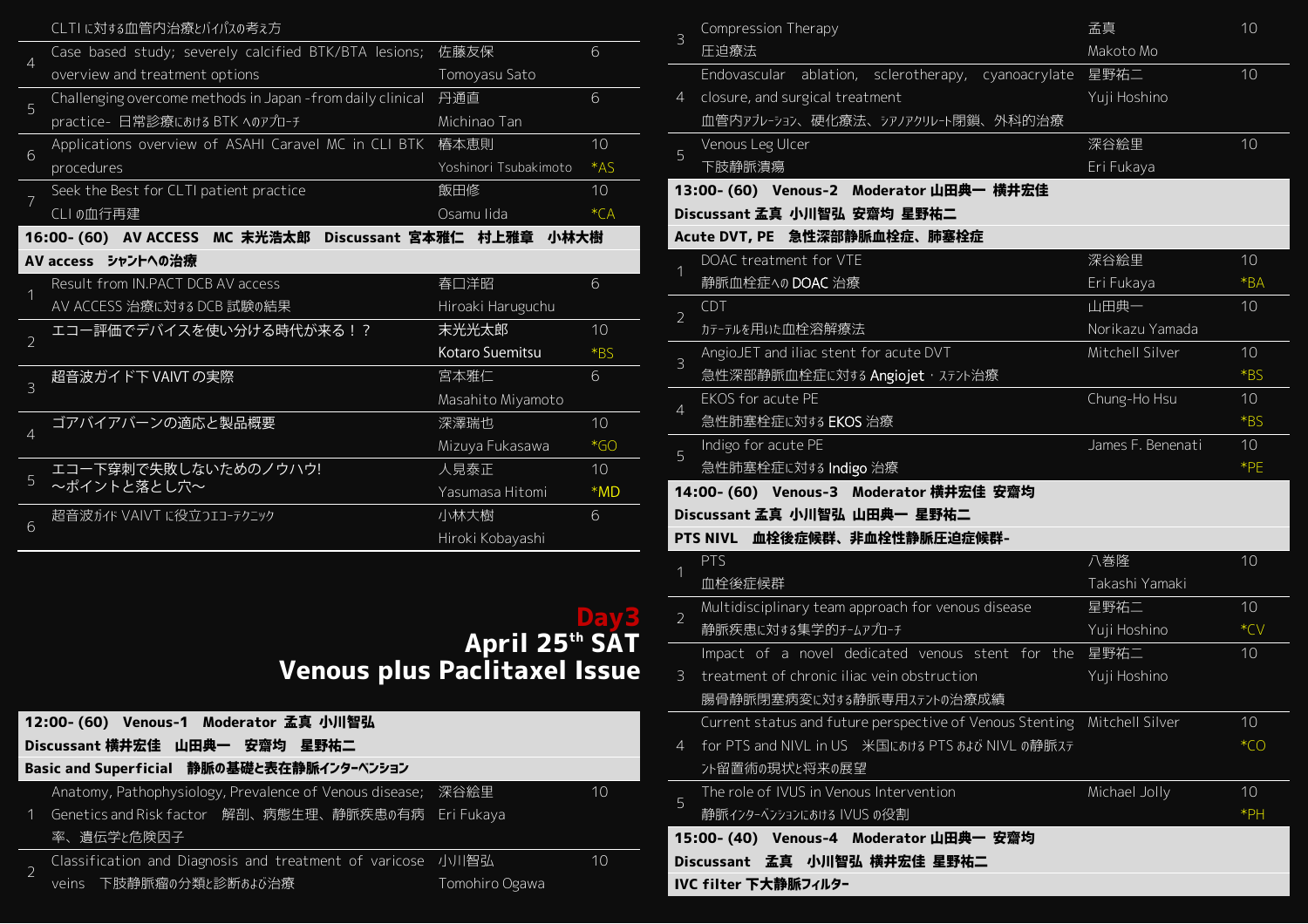| | CLTIに対する血管内治療とバイパスの考え方 | | |
|---|---|---|---|
| 4 | Case based study; severely calcified BTK/BTA lesions; overview and treatment options | 佐藤友保 Tomoyasu Sato | 6 |
| 5 | Challenging overcome methods in Japan -from daily clinical practice- 日常診療における BTK へのアプローチ | 丹通直 Michinao Tan | 6 |
| 6 | Applications overview of ASAHI Caravel MC in CLI BTK procedures | 椿本恵則 Yoshinori Tsubakimoto | 10 *AS |
| 7 | Seek the Best for CLTI patient practice CLIの血行再建 | 飯田修 Osamu Iida | 10 *CA |

**16:00- (60) AV ACCESS MC 末光浩太郎 Discussant 宮本雅仁 村上雅章 小林大樹**

**AV access シャントへの治療**

| | | | |
|---|---|---|---|
| 1 | Result from IN.PACT DCB AV access AV ACCESS 治療に対する DCB 試験の結果 | 春口洋昭 Hiroaki Haruguchu | 6 |
| 2 | エコー評価でデバイスを使い分ける時代が来る！？ | 末光光太郎 Kotaro Suemitsu | 10 *BS |
| 3 | 超音波ガイド下 VAIVT の実際 | 宮本雅仁 Masahito Miyamoto | 6 |
| 4 | ゴアバイアバーンの適応と製品概要 | 深澤瑞也 Mizuya Fukasawa | 10 *GO |
| 5 | エコー下穿刺で失敗しないためのノウハウ! ～ポイントと落とし穴～ | 人見泰正 Yasumasa Hitomi | 10 *MD |
| 6 | 超音波ガイド VAIVT に役立つエコーテクニック | 小林大樹 Hiroki Kobayashi | 6 |

# Day3
# April 25th SAT
# Venous plus Paclitaxel Issue

**12:00- (60) Venous-1 Moderator 孟真 小川智弘**

**Discussant 横井宏佳 山田典一 安齋均 星野祐二**

**Basic and Superficial 静脈の基礎と表在静脈インターベンション**

| | | | |
|---|---|---|---|
| 1 | Anatomy, Pathophysiology, Prevalence of Venous disease; Genetics and Risk factor 解剖、病態生理、静脈疾患の有病率、遺伝学と危険因子 | 深谷絵里 Eri Fukaya | 10 |
| 2 | Classification and Diagnosis and treatment of varicose veins 下肢静脈瘤の分類と診断および治療 | 小川智弘 Tomohiro Ogawa | 10 |
| 3 | Compression Therapy 圧迫療法 | 孟真 Makoto Mo | 10 |
| 4 | Endovascular ablation, sclerotherapy, cyanoacrylate closure, and surgical treatment 血管内アブレーション、硬化療法、シアノアクリレート閉鎖、外科的治療 | 星野祐二 Yuji Hoshino | 10 |
| 5 | Venous Leg Ulcer 下肢静脈潰瘍 | 深谷絵里 Eri Fukaya | 10 |

**13:00- (60) Venous-2 Moderator 山田典一 横井宏佳**

**Discussant 孟真 小川智弘 安齋均 星野祐二**

**Acute DVT, PE 急性深部静脈血栓症、肺塞栓症**

| | | | |
|---|---|---|---|
| 1 | DOAC treatment for VTE 静脈血栓症への DOAC 治療 | 深谷絵里 Eri Fukaya | 10 *BA |
| 2 | CDT カテーテルを用いた血栓溶解療法 | 山田典一 Norikazu Yamada | 10 |
| 3 | AngioJET and iliac stent for acute DVT 急性深部静脈血栓症に対する Angiojet・ステント治療 | Mitchell Silver | 10 *BS |
| 4 | EKOS for acute PE 急性肺塞栓症に対する EKOS 治療 | Chung-Ho Hsu | 10 *BS |
| 5 | Indigo for acute PE 急性肺塞栓症に対する Indigo 治療 | James F. Benenati | 10 *PE |

**14:00- (60) Venous-3 Moderator 横井宏佳 安齋均**

**Discussant 孟真 小川智弘 山田典一 星野祐二**

**PTS NIVL 血栓後症候群、非血栓性静脈圧迫症候群-**

| | | | |
|---|---|---|---|
| 1 | PTS 血栓後症候群 | 八巻隆 Takashi Yamaki | 10 |
| 2 | Multidisciplinary team approach for venous disease 静脈疾患に対する集学的チームアプローチ | 星野祐二 Yuji Hoshino | 10 *CV |
| 3 | Impact of a novel dedicated venous stent for the treatment of chronic iliac vein obstruction 腸骨静脈閉塞病変に対する静脈専用ステントの治療成績 | 星野祐二 Yuji Hoshino | 10 |
| 4 | Current status and future perspective of Venous Stenting for PTS and NIVL in US 米国における PTS および NIVL の静脈ステント留置術の現状と将来の展望 | Mitchell Silver | 10 *CO |
| 5 | The role of IVUS in Venous Intervention 静脈インターベンションにおける IVUS の役割 | Michael Jolly | 10 *PH |

**15:00- (40) Venous-4 Moderator 山田典一 安齋均**

**Discussant 孟真 小川智弘 横井宏佳 星野祐二**

**IVC filter 下大静脈フィルター**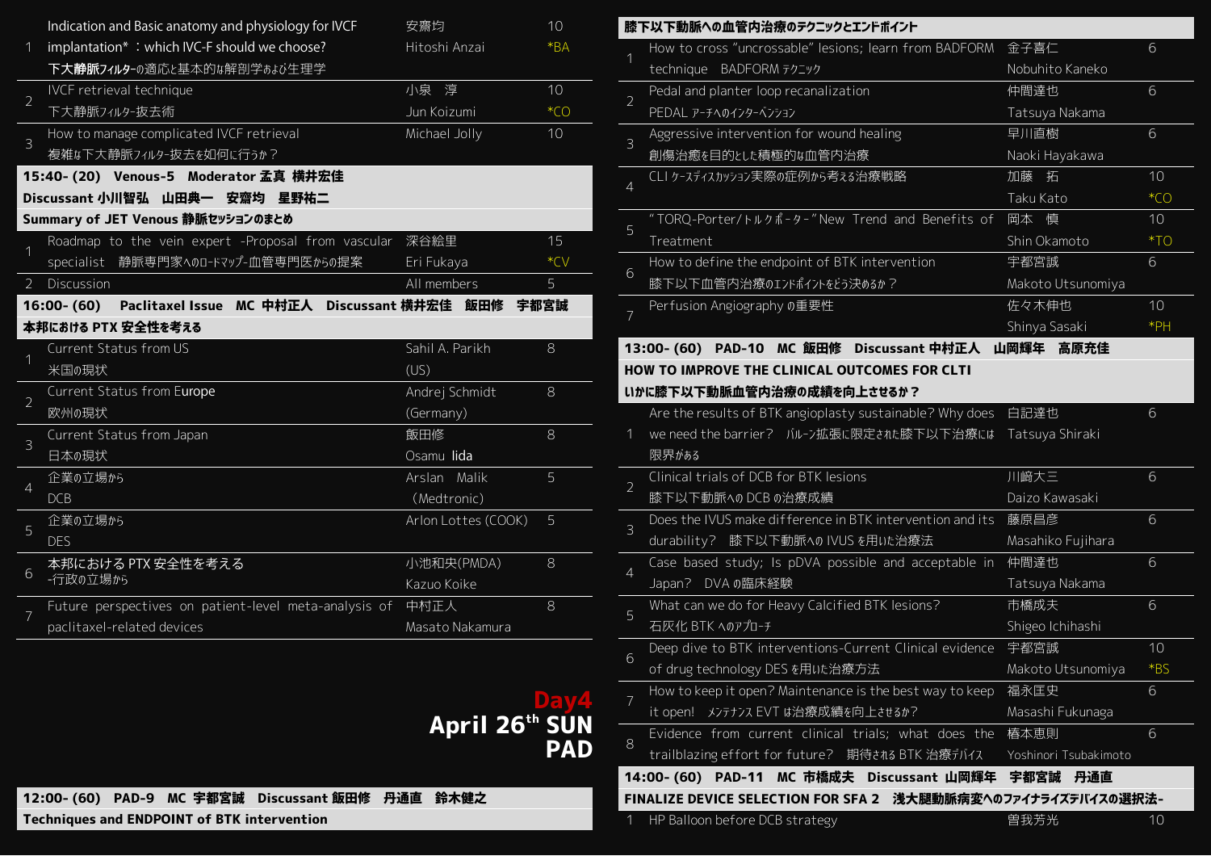| | | | |
|---|---|---|---|
| 1 | Indication and Basic anatomy and physiology for IVCF implantation* ：which IVC-F should we choose?<br>下大静脈フィルターの適応と基本的な解剖学および生理学 | 安齋均<br>Hitoshi Anzai | 10<br>*BA |
| 2 | IVCF retrieval technique<br>下大静脈フィルター抜去術 | 小泉　淳<br>Jun Koizumi | 10<br>*CO |
| 3 | How to manage complicated IVCF retrieval<br>複雑な下大静脈フィルター抜去を如何に行うか？ | Michael Jolly | 10 |

**15:40- (20)　Venous-5　Moderator 孟真　横井宏佳**
**Discussant 小川智弘　山田典一　安齋均　星野祐二**
**Summary of JET Venous 静脈セッションのまとめ**

| | | | |
|---|---|---|---|
| 1 | Roadmap to the vein expert -Proposal from vascular specialist　静脈専門家へのロードマップ-血管専門医からの提案 | 深谷絵里<br>Eri Fukaya | 15<br>*CV |
| 2 | Discussion | All members | 5 |

**16:00- (60)　Paclitaxel Issue　MC 中村正人　Discussant 横井宏佳　飯田修　宇都宮誠**
**本邦における PTX 安全性を考える**

| | | | |
|---|---|---|---|
| 1 | Current Status from US<br>米国の現状 | Sahil A. Parikh<br>(US) | 8 |
| 2 | Current Status from Europe<br>欧州の現状 | Andrej Schmidt<br>(Germany) | 8 |
| 3 | Current Status from Japan<br>日本の現状 | 飯田修<br>Osamu Iida | 8 |
| 4 | 企業の立場から<br>DCB | Arslan　Malik<br>（Medtronic） | 5 |
| 5 | 企業の立場から<br>DES | Arlon Lottes (COOK) | 5 |
| 6 | 本邦における PTX 安全性を考える<br>-行政の立場から | 小池和央(PMDA)<br>Kazuo Koike | 8 |
| 7 | Future perspectives on patient-level meta-analysis of paclitaxel-related devices | 中村正人<br>Masato Nakamura | 8 |

# Day4
# April 26th SUN
# PAD

**12:00- (60)　PAD-9　MC 宇都宮誠　Discussant 飯田修　丹通直　鈴木健之**
**Techniques and ENDPOINT of BTK intervention**
**膝下以下動脈への血管内治療のテクニックとエンドポイント**

| | | | |
|---|---|---|---|
| 1 | How to cross "uncrossable" lesions; learn from BADFORM technique　BADFORM テクニック | 金子喜仁<br>Nobuhito Kaneko | 6 |
| 2 | Pedal and planter loop recanalization<br>PEDAL アーチへのインターベンション | 仲間達也<br>Tatsuya Nakama | 6 |
| 3 | Aggressive intervention for wound healing<br>創傷治癒を目的とした積極的な血管内治療 | 早川直樹<br>Naoki Hayakawa | 6 |
| 4 | CLI ケースディスカッション実際の症例から考える治療戦略 | 加藤　拓<br>Taku Kato | 10<br>*CO |
| 5 | "TORQ-Porter/トルクポーター" New Trend and Benefits of Treatment | 岡本　慎<br>Shin Okamoto | 10<br>*TO |
| 6 | How to define the endpoint of BTK intervention<br>膝下以下血管内治療のエンドポイントをどう決めるか？ | 宇都宮誠<br>Makoto Utsunomiya | 6 |
| 7 | Perfusion Angiography の重要性 | 佐々木伸也<br>Shinya Sasaki | 10<br>*PH |

**13:00- (60)　PAD-10　MC 飯田修　Discussant 中村正人　山岡輝年　高原充佳**
**HOW TO IMPROVE THE CLINICAL OUTCOMES FOR CLTI**
**いかに膝下以下動脈血管内治療の成績を向上させるか？**

| | | | |
|---|---|---|---|
| 1 | Are the results of BTK angioplasty sustainable? Why does we need the barrier?　バルーン拡張に限定された膝下以下治療には限界がある | 白記達也<br>Tatsuya Shiraki | 6 |
| 2 | Clinical trials of DCB for BTK lesions<br>膝下以下動脈への DCB の治療成績 | 川﨑大三<br>Daizo Kawasaki | 6 |
| 3 | Does the IVUS make difference in BTK intervention and its durability?　膝下以下動脈への IVUS を用いた治療法 | 藤原昌彦<br>Masahiko Fujihara | 6 |
| 4 | Case based study; Is pDVA possible and acceptable in Japan?　DVA の臨床経験 | 仲間達也<br>Tatsuya Nakama | 6 |
| 5 | What can we do for Heavy Calcified BTK lesions?<br>石灰化 BTK へのアプローチ | 市橋成夫<br>Shigeo Ichihashi | 6 |
| 6 | Deep dive to BTK interventions-Current Clinical evidence of drug technology DES を用いた治療方法 | 宇都宮誠<br>Makoto Utsunomiya | 10<br>*BS |
| 7 | How to keep it open? Maintenance is the best way to keep it open!　メンテナンス EVT は治療成績を向上させるか？ | 福永匡史<br>Masashi Fukunaga | 6 |
| 8 | Evidence from current clinical trials; what does the trailblazing effort for future?　期待される BTK 治療デバイス | 椿本恵則<br>Yoshinori Tsubakimoto | 6 |

**14:00- (60)　PAD-11　MC 市橋成夫　Discussant 山岡輝年　宇都宮誠　丹通直**
**FINALIZE DEVICE SELECTION FOR SFA 2　浅大腿動脈病変へのファイナライズデバイスの選択法-**

| | | | |
|---|---|---|---|
| 1 | HP Balloon before DCB strategy | 曽我芳光 | 10 |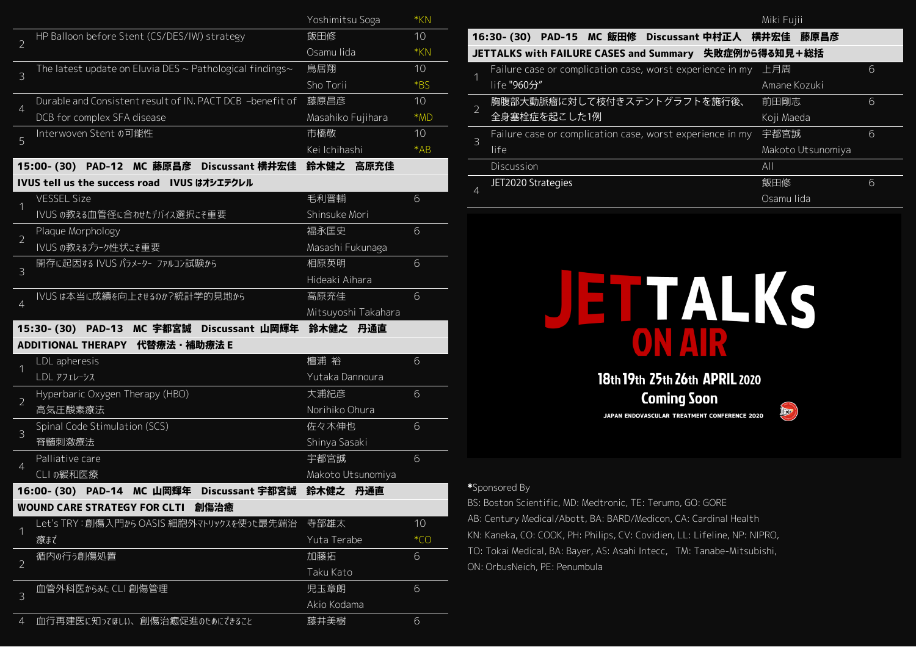| | | | |
|---|---|---|---|
| | | Yoshimitsu Soga | *KN |
| 2 | HP Balloon before Stent (CS/DES/IW) strategy | 飯田修<br>Osamu Iida | 10<br>*KN |
| 3 | The latest update on Eluvia DES ~ Pathological findings~ | 鳥居翔<br>Sho Torii | 10<br>*BS |
| 4 | Durable and Consistent result of IN. PACT DCB -benefit of DCB for complex SFA disease | 藤原昌彦<br>Masahiko Fujihara | 10<br>*MD |
| 5 | Interwoven Stent の可能性 | 市橋敬<br>Kei Ichihashi | 10<br>*AB |

**15:00- (30) PAD-12 MC 藤原昌彦 Discussant 横井宏佳 鈴木健之 高原充佳**

**IVUS tell us the success road IVUS はオシエテクレル**

| | | | |
|---|---|---|---|
| 1 | VESSEL Size<br>IVUS の教える血管径に合わせたデバイス選択こそ重要 | 毛利晋輔<br>Shinsuke Mori | 6 |
| 2 | Plaque Morphology<br>IVUS の教えるプラーク性状こそ重要 | 福永匡史<br>Masashi Fukunaga | 6 |
| 3 | 開存に起因する IVUS パラメーター ファルコン試験から | 相原英明<br>Hideaki Aihara | 6 |
| 4 | IVUS は本当に成績を向上させるのか?統計学的見地から | 高原充佳<br>Mitsuyoshi Takahara | 6 |

**15:30- (30) PAD-13 MC 宇都宮誠 Discussant 山岡輝年 鈴木健之 丹通直**

**ADDITIONAL THERAPY 代替療法・補助療法 E**

| | | | |
|---|---|---|---|
| 1 | LDL apheresis<br>LDL アフェレーシス | 檀浦 裕<br>Yutaka Dannoura | 6 |
| 2 | Hyperbaric Oxygen Therapy (HBO)<br>高気圧酸素療法 | 大浦紀彦<br>Norihiko Ohura | 6 |
| 3 | Spinal Code Stimulation (SCS)<br>脊髄刺激療法 | 佐々木伸也<br>Shinya Sasaki | 6 |
| 4 | Palliative care<br>CLI の緩和医療 | 宇都宮誠<br>Makoto Utsunomiya | 6 |

**16:00- (30) PAD-14 MC 山岡輝年 Discussant 宇都宮誠 鈴木健之 丹通直**

**WOUND CARE STRATEGY FOR CLTI 創傷治癒**

| | | | |
|---|---|---|---|
| 1 | Let's TRY：創傷入門から OASIS 細胞外マトリックスを使った最先端治療まで | 寺部雄太<br>Yuta Terabe | 10<br>*CO |
| 2 | 循内の行う創傷処置 | 加藤拓<br>Taku Kato | 6 |
| 3 | 血管外科医からみた CLI 創傷管理 | 児玉章朗<br>Akio Kodama | 6 |
| 4 | 血行再建医に知ってほしい、創傷治癒促進のためにできること | 藤井美樹<br>Miki Fujii | 6 |

**16:30- (30) PAD-15 MC 飯田修 Discussant 中村正人 横井宏佳 藤原昌彦**

**JETTALKS with FAILURE CASES and Summary 失敗症例から得る知見＋総括**

| | | | |
|---|---|---|---|
| 1 | Failure case or complication case, worst experience in my life "960分" | 上月周<br>Amane Kozuki | 6 |
| 2 | 胸腹部大動脈瘤に対して枝付きステントグラフトを施行後、全身塞栓症を起こした1例 | 前田剛志<br>Koji Maeda | 6 |
| 3 | Failure case or complication case, worst experience in my life | 宇都宮誠<br>Makoto Utsunomiya | 6 |
| | Discussion | All | |
| 4 | JET2020 Strategies | 飯田修<br>Osamu Iida | 6 |

JETTALKs ON AIR

18th 19th 25th 26th APRIL 2020

Coming Soon

JAPAN ENDOVASCULAR TREATMENT CONFERENCE 2020

*Sponsored By

BS: Boston Scientific, MD: Medtronic, TE: Terumo, GO: GORE
AB: Century Medical/Abott, BA: BARD/Medicon, CA: Cardinal Health
KN: Kaneka, CO: COOK, PH: Philips, CV: Covidien, LL: Lifeline, NP: NIPRO,
TO: Tokai Medical, BA: Bayer, AS: Asahi Intecc, TM: Tanabe-Mitsubishi,
ON: OrbusNeich, PE: Penumbula